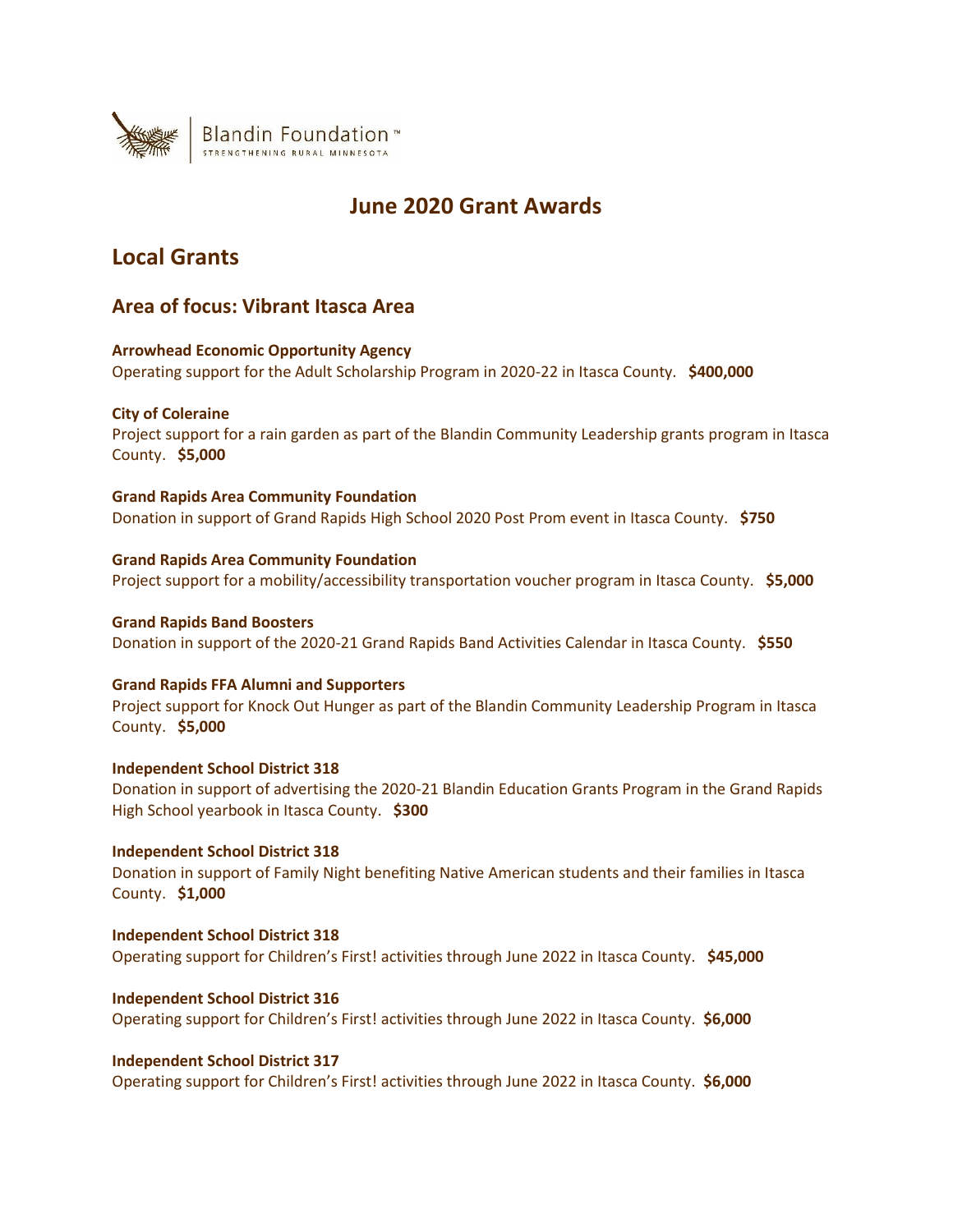Blandin Foundation™
STRENGTHENING RURAL MINNESOTA

# June 2020 Grant Awards

## Local Grants

### Area of focus: Vibrant Itasca Area

**Arrowhead Economic Opportunity Agency**
Operating support for the Adult Scholarship Program in 2020-22 in Itasca County. **$400,000**

**City of Coleraine**
Project support for a rain garden as part of the Blandin Community Leadership grants program in Itasca County. **$5,000**

**Grand Rapids Area Community Foundation**
Donation in support of Grand Rapids High School 2020 Post Prom event in Itasca County. **$750**

**Grand Rapids Area Community Foundation**
Project support for a mobility/accessibility transportation voucher program in Itasca County. **$5,000**

**Grand Rapids Band Boosters**
Donation in support of the 2020-21 Grand Rapids Band Activities Calendar in Itasca County. **$550**

**Grand Rapids FFA Alumni and Supporters**
Project support for Knock Out Hunger as part of the Blandin Community Leadership Program in Itasca County. **$5,000**

**Independent School District 318**
Donation in support of advertising the 2020-21 Blandin Education Grants Program in the Grand Rapids High School yearbook in Itasca County. **$300**

**Independent School District 318**
Donation in support of Family Night benefiting Native American students and their families in Itasca County. **$1,000**

**Independent School District 318**
Operating support for Children's First! activities through June 2022 in Itasca County. **$45,000**

**Independent School District 316**
Operating support for Children's First! activities through June 2022 in Itasca County. **$6,000**

**Independent School District 317**
Operating support for Children's First! activities through June 2022 in Itasca County. **$6,000**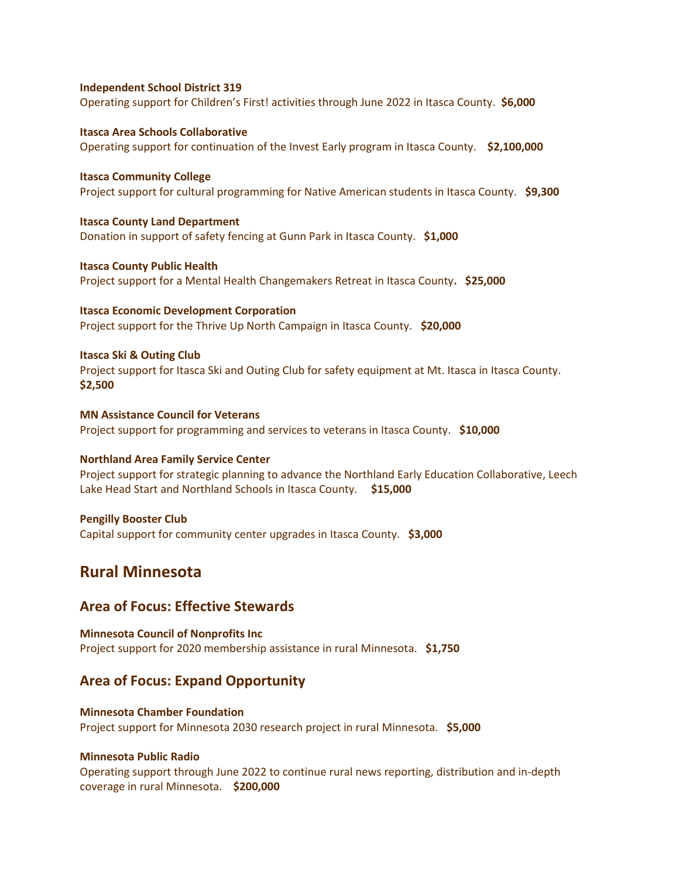**Independent School District 319**
Operating support for Children's First! activities through June 2022 in Itasca County. **$6,000**

**Itasca Area Schools Collaborative**
Operating support for continuation of the Invest Early program in Itasca County. **$2,100,000**

**Itasca Community College**
Project support for cultural programming for Native American students in Itasca County. **$9,300**

**Itasca County Land Department**
Donation in support of safety fencing at Gunn Park in Itasca County. **$1,000**

**Itasca County Public Health**
Project support for a Mental Health Changemakers Retreat in Itasca County**. $25,000**

**Itasca Economic Development Corporation**
Project support for the Thrive Up North Campaign in Itasca County. **$20,000**

**Itasca Ski & Outing Club**
Project support for Itasca Ski and Outing Club for safety equipment at Mt. Itasca in Itasca County. **$2,500**

**MN Assistance Council for Veterans**
Project support for programming and services to veterans in Itasca County. **$10,000**

**Northland Area Family Service Center**
Project support for strategic planning to advance the Northland Early Education Collaborative, Leech Lake Head Start and Northland Schools in Itasca County. **$15,000**

**Pengilly Booster Club**
Capital support for community center upgrades in Itasca County. **$3,000**

## Rural Minnesota

### Area of Focus: Effective Stewards

**Minnesota Council of Nonprofits Inc**
Project support for 2020 membership assistance in rural Minnesota. **$1,750**

### Area of Focus: Expand Opportunity

**Minnesota Chamber Foundation**
Project support for Minnesota 2030 research project in rural Minnesota. **$5,000**

**Minnesota Public Radio**
Operating support through June 2022 to continue rural news reporting, distribution and in-depth coverage in rural Minnesota. **$200,000**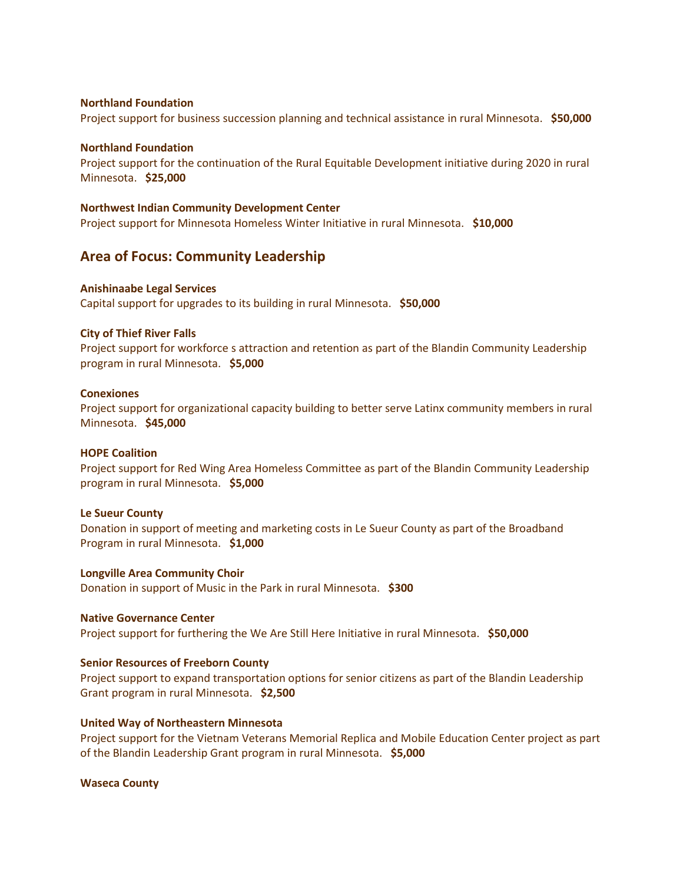**Northland Foundation**
Project support for business succession planning and technical assistance in rural Minnesota. **$50,000**

**Northland Foundation**
Project support for the continuation of the Rural Equitable Development initiative during 2020 in rural Minnesota. **$25,000**

**Northwest Indian Community Development Center**
Project support for Minnesota Homeless Winter Initiative in rural Minnesota. **$10,000**

## Area of Focus: Community Leadership

**Anishinaabe Legal Services**
Capital support for upgrades to its building in rural Minnesota. **$50,000**

**City of Thief River Falls**
Project support for workforce s attraction and retention as part of the Blandin Community Leadership program in rural Minnesota. **$5,000**

**Conexiones**
Project support for organizational capacity building to better serve Latinx community members in rural Minnesota. **$45,000**

**HOPE Coalition**
Project support for Red Wing Area Homeless Committee as part of the Blandin Community Leadership program in rural Minnesota. **$5,000**

**Le Sueur County**
Donation in support of meeting and marketing costs in Le Sueur County as part of the Broadband Program in rural Minnesota. **$1,000**

**Longville Area Community Choir**
Donation in support of Music in the Park in rural Minnesota. **$300**

**Native Governance Center**
Project support for furthering the We Are Still Here Initiative in rural Minnesota. **$50,000**

**Senior Resources of Freeborn County**
Project support to expand transportation options for senior citizens as part of the Blandin Leadership Grant program in rural Minnesota. **$2,500**

**United Way of Northeastern Minnesota**
Project support for the Vietnam Veterans Memorial Replica and Mobile Education Center project as part of the Blandin Leadership Grant program in rural Minnesota. **$5,000**

**Waseca County**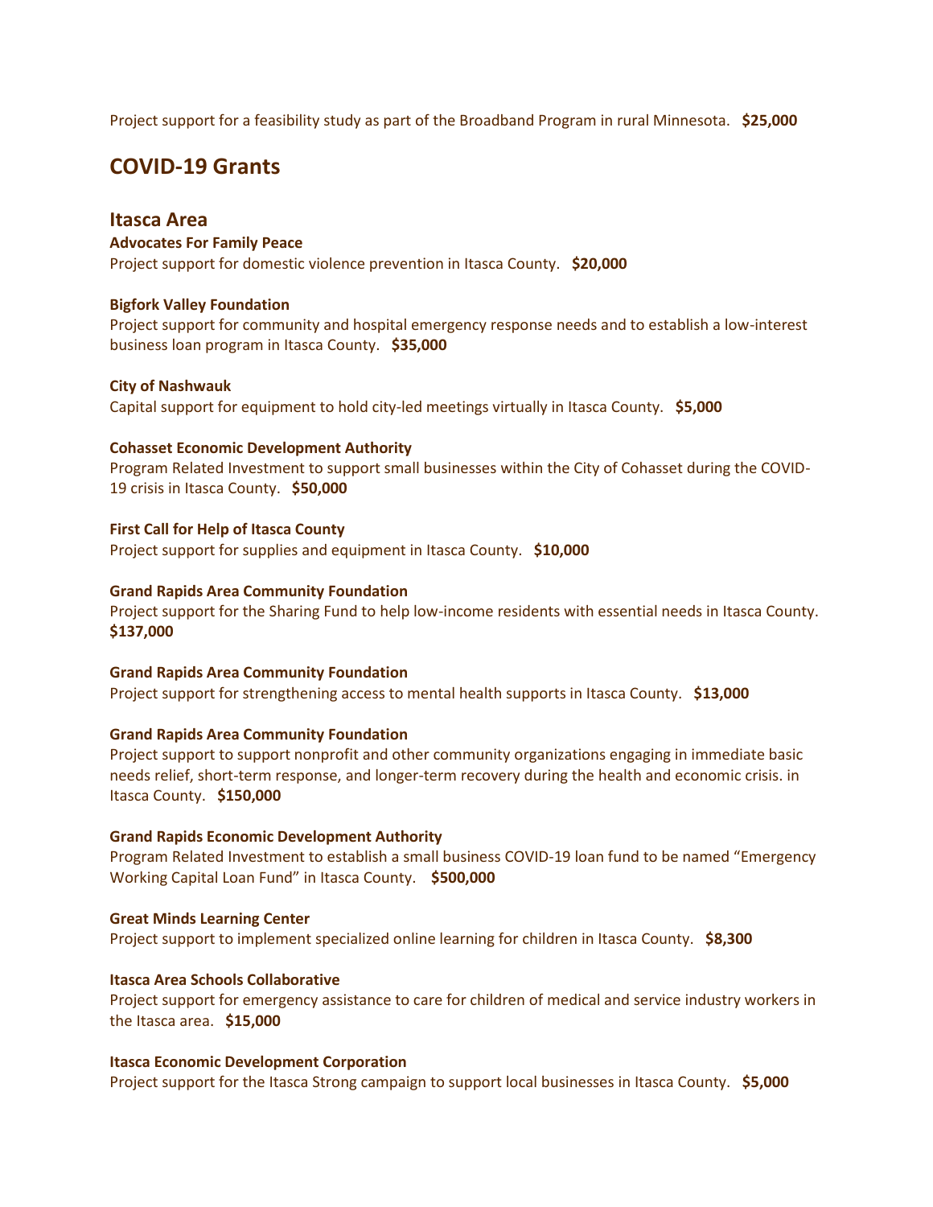Project support for a feasibility study as part of the Broadband Program in rural Minnesota. **$25,000**

## COVID-19 Grants

### Itasca Area

**Advocates For Family Peace**
Project support for domestic violence prevention in Itasca County. **$20,000**

**Bigfork Valley Foundation**
Project support for community and hospital emergency response needs and to establish a low-interest business loan program in Itasca County. **$35,000**

**City of Nashwauk**
Capital support for equipment to hold city-led meetings virtually in Itasca County. **$5,000**

**Cohasset Economic Development Authority**
Program Related Investment to support small businesses within the City of Cohasset during the COVID-19 crisis in Itasca County. **$50,000**

**First Call for Help of Itasca County**
Project support for supplies and equipment in Itasca County. **$10,000**

**Grand Rapids Area Community Foundation**
Project support for the Sharing Fund to help low-income residents with essential needs in Itasca County. **$137,000**

**Grand Rapids Area Community Foundation**
Project support for strengthening access to mental health supports in Itasca County. **$13,000**

**Grand Rapids Area Community Foundation**
Project support to support nonprofit and other community organizations engaging in immediate basic needs relief, short-term response, and longer-term recovery during the health and economic crisis. in Itasca County. **$150,000**

**Grand Rapids Economic Development Authority**
Program Related Investment to establish a small business COVID-19 loan fund to be named "Emergency Working Capital Loan Fund" in Itasca County. **$500,000**

**Great Minds Learning Center**
Project support to implement specialized online learning for children in Itasca County. **$8,300**

**Itasca Area Schools Collaborative**
Project support for emergency assistance to care for children of medical and service industry workers in the Itasca area. **$15,000**

**Itasca Economic Development Corporation**
Project support for the Itasca Strong campaign to support local businesses in Itasca County. **$5,000**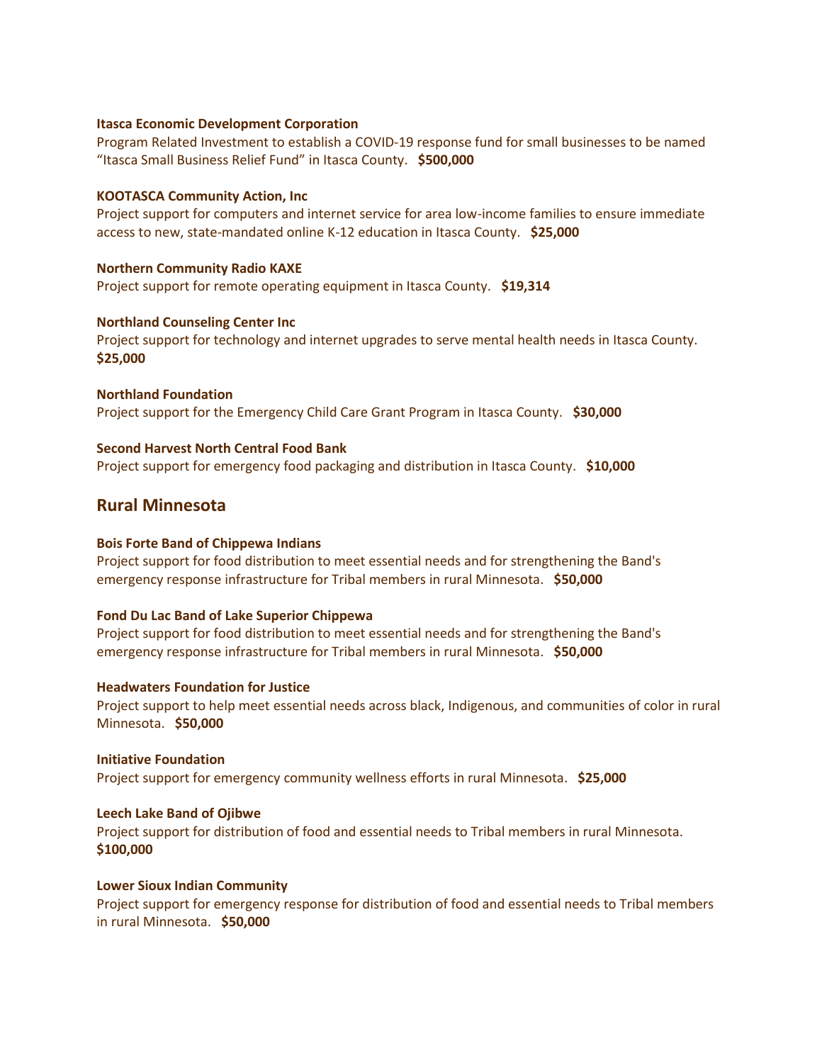**Itasca Economic Development Corporation**
Program Related Investment to establish a COVID-19 response fund for small businesses to be named "Itasca Small Business Relief Fund" in Itasca County. **$500,000**

**KOOTASCA Community Action, Inc**
Project support for computers and internet service for area low-income families to ensure immediate access to new, state-mandated online K-12 education in Itasca County. **$25,000**

**Northern Community Radio KAXE**
Project support for remote operating equipment in Itasca County. **$19,314**

**Northland Counseling Center Inc**
Project support for technology and internet upgrades to serve mental health needs in Itasca County. **$25,000**

**Northland Foundation**
Project support for the Emergency Child Care Grant Program in Itasca County. **$30,000**

**Second Harvest North Central Food Bank**
Project support for emergency food packaging and distribution in Itasca County. **$10,000**

## Rural Minnesota

**Bois Forte Band of Chippewa Indians**
Project support for food distribution to meet essential needs and for strengthening the Band's emergency response infrastructure for Tribal members in rural Minnesota. **$50,000**

**Fond Du Lac Band of Lake Superior Chippewa**
Project support for food distribution to meet essential needs and for strengthening the Band's emergency response infrastructure for Tribal members in rural Minnesota. **$50,000**

**Headwaters Foundation for Justice**
Project support to help meet essential needs across black, Indigenous, and communities of color in rural Minnesota. **$50,000**

**Initiative Foundation**
Project support for emergency community wellness efforts in rural Minnesota. **$25,000**

**Leech Lake Band of Ojibwe**
Project support for distribution of food and essential needs to Tribal members in rural Minnesota. **$100,000**

**Lower Sioux Indian Community**
Project support for emergency response for distribution of food and essential needs to Tribal members in rural Minnesota. **$50,000**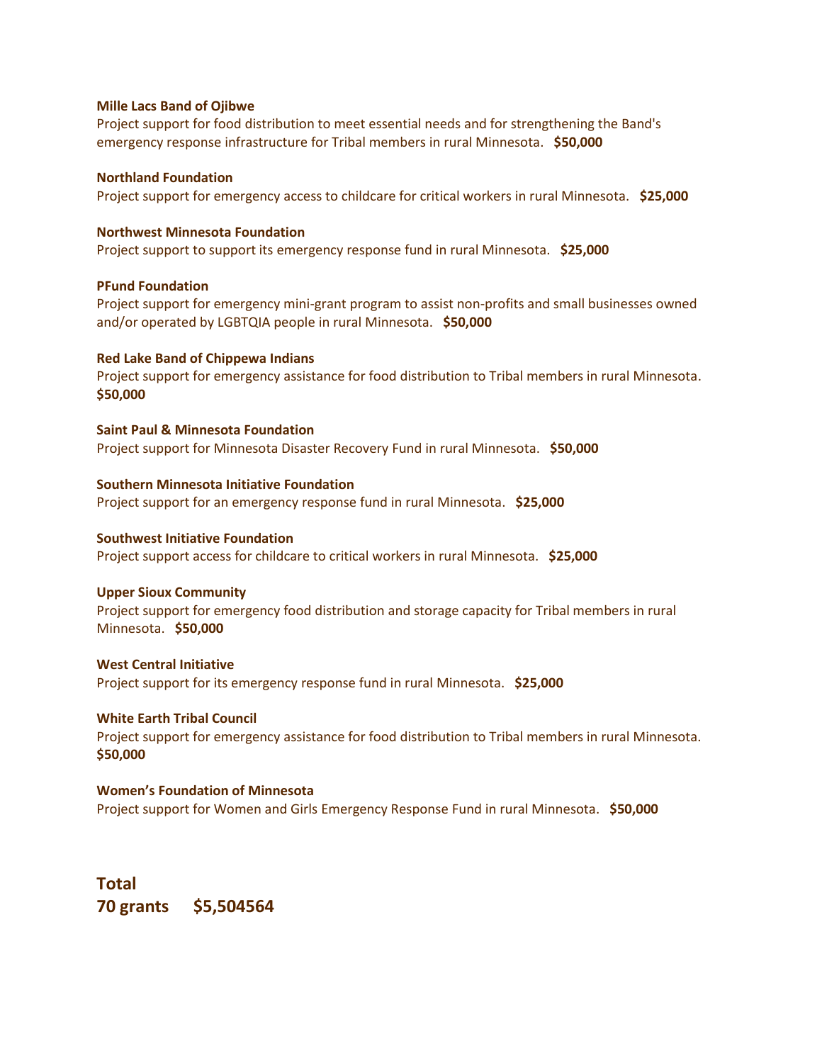**Mille Lacs Band of Ojibwe**
Project support for food distribution to meet essential needs and for strengthening the Band's emergency response infrastructure for Tribal members in rural Minnesota. **$50,000**

**Northland Foundation**
Project support for emergency access to childcare for critical workers in rural Minnesota. **$25,000**

**Northwest Minnesota Foundation**
Project support to support its emergency response fund in rural Minnesota. **$25,000**

**PFund Foundation**
Project support for emergency mini-grant program to assist non-profits and small businesses owned and/or operated by LGBTQIA people in rural Minnesota. **$50,000**

**Red Lake Band of Chippewa Indians**
Project support for emergency assistance for food distribution to Tribal members in rural Minnesota. **$50,000**

**Saint Paul & Minnesota Foundation**
Project support for Minnesota Disaster Recovery Fund in rural Minnesota. **$50,000**

**Southern Minnesota Initiative Foundation**
Project support for an emergency response fund in rural Minnesota. **$25,000**

**Southwest Initiative Foundation**
Project support access for childcare to critical workers in rural Minnesota. **$25,000**

**Upper Sioux Community**
Project support for emergency food distribution and storage capacity for Tribal members in rural Minnesota. **$50,000**

**West Central Initiative**
Project support for its emergency response fund in rural Minnesota. **$25,000**

**White Earth Tribal Council**
Project support for emergency assistance for food distribution to Tribal members in rural Minnesota. **$50,000**

**Women's Foundation of Minnesota**
Project support for Women and Girls Emergency Response Fund in rural Minnesota. **$50,000**

**Total**
**70 grants $5,504564**